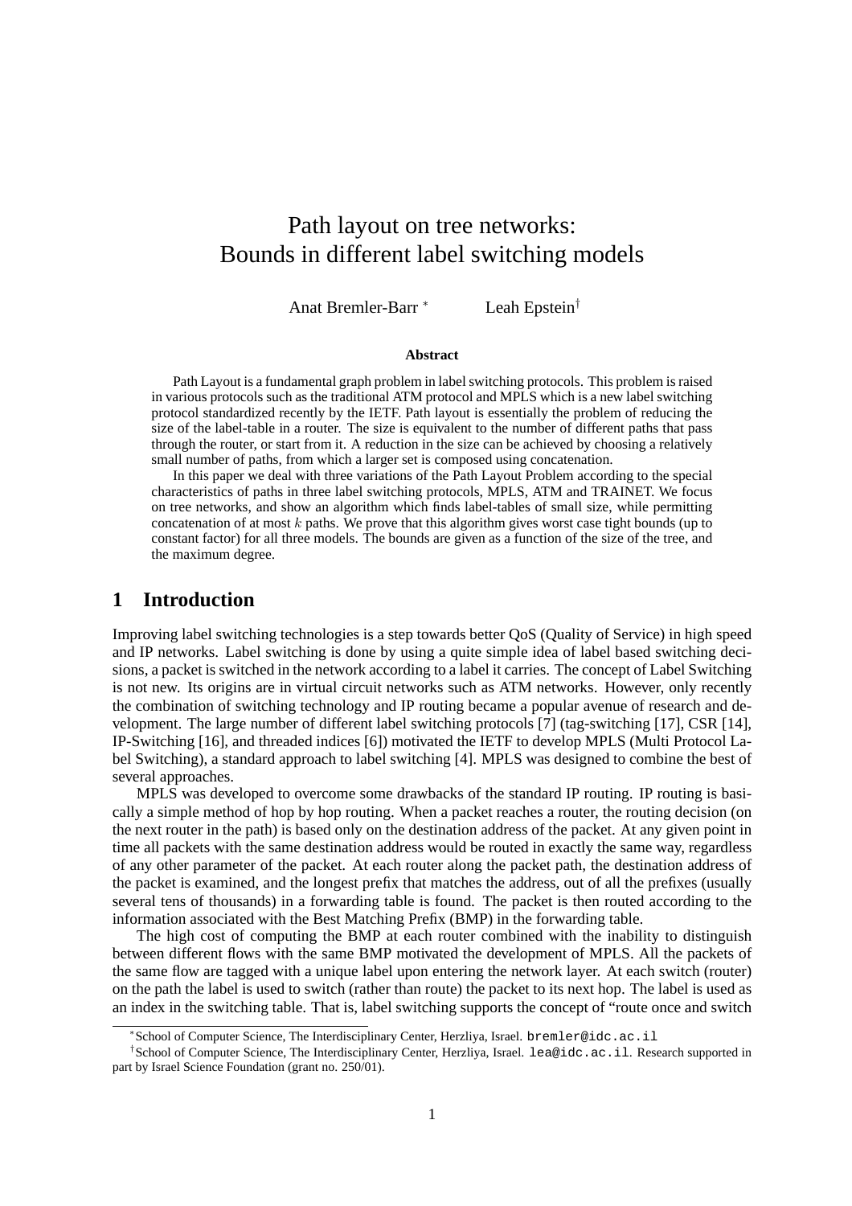# Path layout on tree networks:
# Bounds in different label switching models

Anat Bremler-Barr [*] Leah Epstein [†]

**Abstract**

Path Layout is a fundamental graph problem in label switching protocols. This problem is raised in various protocols such as the traditional ATM protocol and MPLS which is a new label switching protocol standardized recently by the IETF. Path layout is essentially the problem of reducing the size of the label-table in a router. The size is equivalent to the number of different paths that pass through the router, or start from it. A reduction in the size can be achieved by choosing a relatively small number of paths, from which a larger set is composed using concatenation.

In this paper we deal with three variations of the Path Layout Problem according to the special characteristics of paths in three label switching protocols, MPLS, ATM and TRAINET. We focus on tree networks, and show an algorithm which finds label-tables of small size, while permitting concatenation of at most $k$ paths. We prove that this algorithm gives worst case tight bounds (up to constant factor) for all three models. The bounds are given as a function of the size of the tree, and the maximum degree.

## 1 Introduction

Improving label switching technologies is a step towards better QoS (Quality of Service) in high speed and IP networks. Label switching is done by using a quite simple idea of label based switching decisions, a packet is switched in the network according to a label it carries. The concept of Label Switching is not new. Its origins are in virtual circuit networks such as ATM networks. However, only recently the combination of switching technology and IP routing became a popular avenue of research and development. The large number of different label switching protocols [7] (tag-switching [17], CSR [14], IP-Switching [16], and threaded indices [6]) motivated the IETF to develop MPLS (Multi Protocol Label Switching), a standard approach to label switching [4]. MPLS was designed to combine the best of several approaches.

MPLS was developed to overcome some drawbacks of the standard IP routing. IP routing is basically a simple method of hop by hop routing. When a packet reaches a router, the routing decision (on the next router in the path) is based only on the destination address of the packet. At any given point in time all packets with the same destination address would be routed in exactly the same way, regardless of any other parameter of the packet. At each router along the packet path, the destination address of the packet is examined, and the longest prefix that matches the address, out of all the prefixes (usually several tens of thousands) in a forwarding table is found. The packet is then routed according to the information associated with the Best Matching Prefix (BMP) in the forwarding table.

The high cost of computing the BMP at each router combined with the inability to distinguish between different flows with the same BMP motivated the development of MPLS. All the packets of the same flow are tagged with a unique label upon entering the network layer. At each switch (router) on the path the label is used to switch (rather than route) the packet to its next hop. The label is used as an index in the switching table. That is, label switching supports the concept of "route once and switch

---

[*] School of Computer Science, The Interdisciplinary Center, Herzliya, Israel. bremler@idc.ac.il

[†] School of Computer Science, The Interdisciplinary Center, Herzliya, Israel. lea@idc.ac.il. Research supported in part by Israel Science Foundation (grant no. 250/01).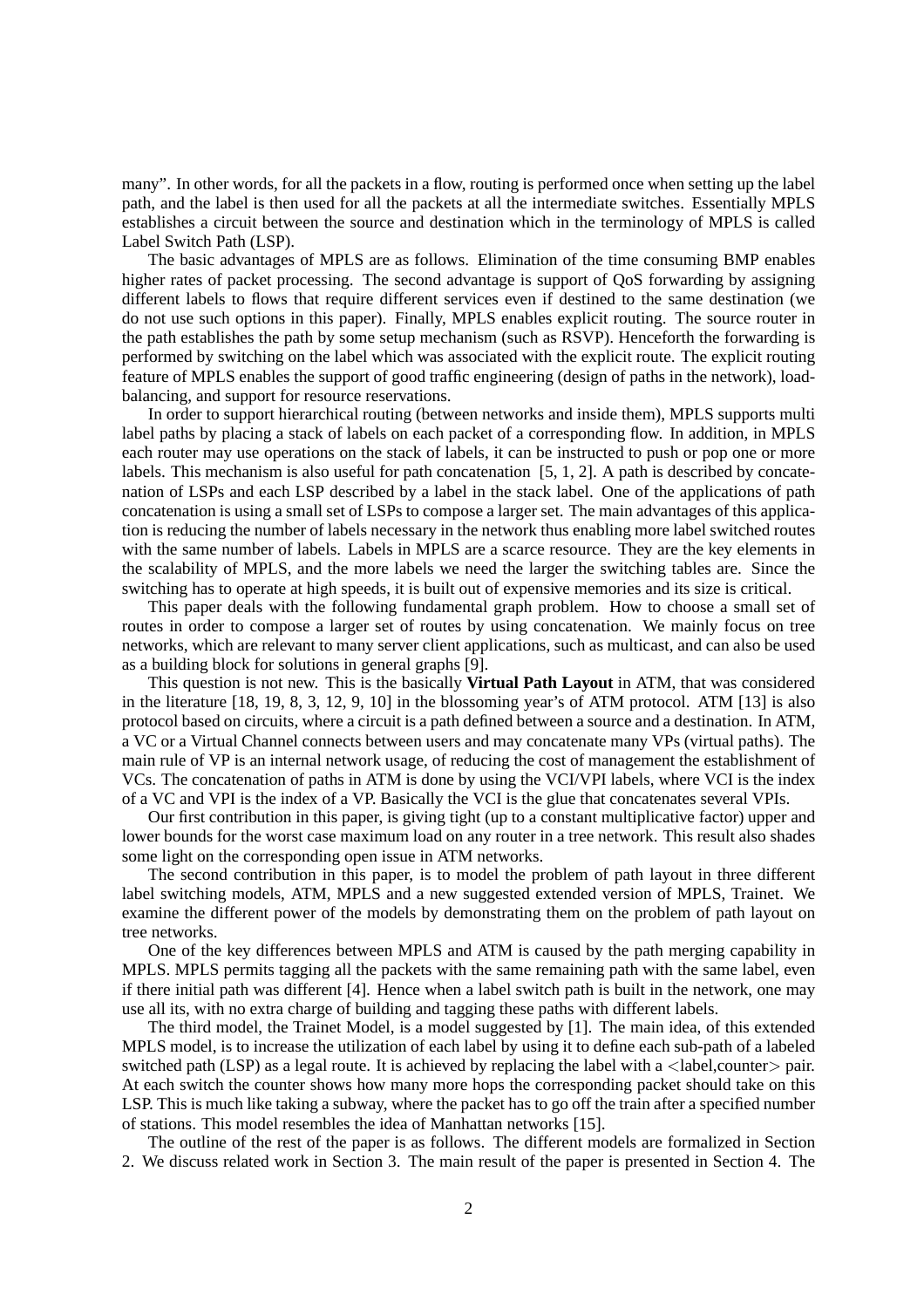many". In other words, for all the packets in a flow, routing is performed once when setting up the label path, and the label is then used for all the packets at all the intermediate switches. Essentially MPLS establishes a circuit between the source and destination which in the terminology of MPLS is called Label Switch Path (LSP).

The basic advantages of MPLS are as follows. Elimination of the time consuming BMP enables higher rates of packet processing. The second advantage is support of QoS forwarding by assigning different labels to flows that require different services even if destined to the same destination (we do not use such options in this paper). Finally, MPLS enables explicit routing. The source router in the path establishes the path by some setup mechanism (such as RSVP). Henceforth the forwarding is performed by switching on the label which was associated with the explicit route. The explicit routing feature of MPLS enables the support of good traffic engineering (design of paths in the network), load-balancing, and support for resource reservations.

In order to support hierarchical routing (between networks and inside them), MPLS supports multi label paths by placing a stack of labels on each packet of a corresponding flow. In addition, in MPLS each router may use operations on the stack of labels, it can be instructed to push or pop one or more labels. This mechanism is also useful for path concatenation [5, 1, 2]. A path is described by concatenation of LSPs and each LSP described by a label in the stack label. One of the applications of path concatenation is using a small set of LSPs to compose a larger set. The main advantages of this application is reducing the number of labels necessary in the network thus enabling more label switched routes with the same number of labels. Labels in MPLS are a scarce resource. They are the key elements in the scalability of MPLS, and the more labels we need the larger the switching tables are. Since the switching has to operate at high speeds, it is built out of expensive memories and its size is critical.

This paper deals with the following fundamental graph problem. How to choose a small set of routes in order to compose a larger set of routes by using concatenation. We mainly focus on tree networks, which are relevant to many server client applications, such as multicast, and can also be used as a building block for solutions in general graphs [9].

This question is not new. This is the basically **Virtual Path Layout** in ATM, that was considered in the literature [18, 19, 8, 3, 12, 9, 10] in the blossoming year's of ATM protocol. ATM [13] is also protocol based on circuits, where a circuit is a path defined between a source and a destination. In ATM, a VC or a Virtual Channel connects between users and may concatenate many VPs (virtual paths). The main rule of VP is an internal network usage, of reducing the cost of management the establishment of VCs. The concatenation of paths in ATM is done by using the VCI/VPI labels, where VCI is the index of a VC and VPI is the index of a VP. Basically the VCI is the glue that concatenates several VPIs.

Our first contribution in this paper, is giving tight (up to a constant multiplicative factor) upper and lower bounds for the worst case maximum load on any router in a tree network. This result also shades some light on the corresponding open issue in ATM networks.

The second contribution in this paper, is to model the problem of path layout in three different label switching models, ATM, MPLS and a new suggested extended version of MPLS, Trainet. We examine the different power of the models by demonstrating them on the problem of path layout on tree networks.

One of the key differences between MPLS and ATM is caused by the path merging capability in MPLS. MPLS permits tagging all the packets with the same remaining path with the same label, even if there initial path was different [4]. Hence when a label switch path is built in the network, one may use all its, with no extra charge of building and tagging these paths with different labels.

The third model, the Trainet Model, is a model suggested by [1]. The main idea, of this extended MPLS model, is to increase the utilization of each label by using it to define each sub-path of a labeled switched path (LSP) as a legal route. It is achieved by replacing the label with a <label,counter> pair. At each switch the counter shows how many more hops the corresponding packet should take on this LSP. This is much like taking a subway, where the packet has to go off the train after a specified number of stations. This model resembles the idea of Manhattan networks [15].

The outline of the rest of the paper is as follows. The different models are formalized in Section 2. We discuss related work in Section 3. The main result of the paper is presented in Section 4. The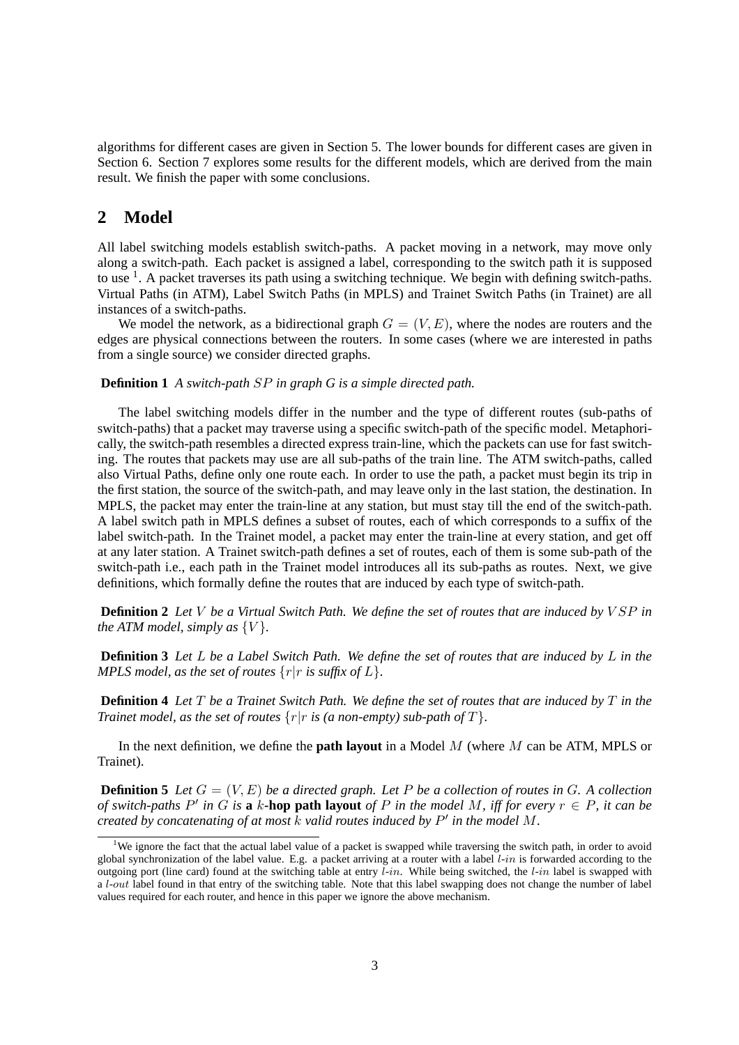algorithms for different cases are given in Section 5. The lower bounds for different cases are given in Section 6. Section 7 explores some results for the different models, which are derived from the main result. We finish the paper with some conclusions.

## 2 Model

All label switching models establish switch-paths. A packet moving in a network, may move only along a switch-path. Each packet is assigned a label, corresponding to the switch path it is supposed to use [1]. A packet traverses its path using a switching technique. We begin with defining switch-paths. Virtual Paths (in ATM), Label Switch Paths (in MPLS) and Trainet Switch Paths (in Trainet) are all instances of a switch-paths.

We model the network, as a bidirectional graph $G = (V, E)$, where the nodes are routers and the edges are physical connections between the routers. In some cases (where we are interested in paths from a single source) we consider directed graphs.

**Definition 1** *A switch-path $SP$ in graph G is a simple directed path.*

The label switching models differ in the number and the type of different routes (sub-paths of switch-paths) that a packet may traverse using a specific switch-path of the specific model. Metaphorically, the switch-path resembles a directed express train-line, which the packets can use for fast switching. The routes that packets may use are all sub-paths of the train line. The ATM switch-paths, called also Virtual Paths, define only one route each. In order to use the path, a packet must begin its trip in the first station, the source of the switch-path, and may leave only in the last station, the destination. In MPLS, the packet may enter the train-line at any station, but must stay till the end of the switch-path. A label switch path in MPLS defines a subset of routes, each of which corresponds to a suffix of the label switch-path. In the Trainet model, a packet may enter the train-line at every station, and get off at any later station. A Trainet switch-path defines a set of routes, each of them is some sub-path of the switch-path i.e., each path in the Trainet model introduces all its sub-paths as routes. Next, we give definitions, which formally define the routes that are induced by each type of switch-path.

**Definition 2** *Let $V$ be a Virtual Switch Path. We define the set of routes that are induced by $VSP$ in the ATM model, simply as $\{V\}$.*

**Definition 3** *Let $L$ be a Label Switch Path. We define the set of routes that are induced by $L$ in the MPLS model, as the set of routes $\{r | r$ is suffix of $L\}$.*

**Definition 4** *Let $T$ be a Trainet Switch Path. We define the set of routes that are induced by $T$ in the Trainet model, as the set of routes $\{r | r$ is (a non-empty) sub-path of $T\}$.*

In the next definition, we define the **path layout** in a Model $M$ (where $M$ can be ATM, MPLS or Trainet).

**Definition 5** *Let $G = (V, E)$ be a directed graph. Let $P$ be a collection of routes in $G$. A collection of switch-paths $P'$ in $G$ is* **a $k$-hop path layout** *of $P$ in the model $M$, iff for every $r \in P$, it can be created by concatenating of at most $k$ valid routes induced by $P'$ in the model $M$.*

[1] We ignore the fact that the actual label value of a packet is swapped while traversing the switch path, in order to avoid global synchronization of the label value. E.g. a packet arriving at a router with a label $l\text{-}in$ is forwarded according to the outgoing port (line card) found at the switching table at entry $l\text{-}in$. While being switched, the $l\text{-}in$ label is swapped with a $l\text{-}out$ label found in that entry of the switching table. Note that this label swapping does not change the number of label values required for each router, and hence in this paper we ignore the above mechanism.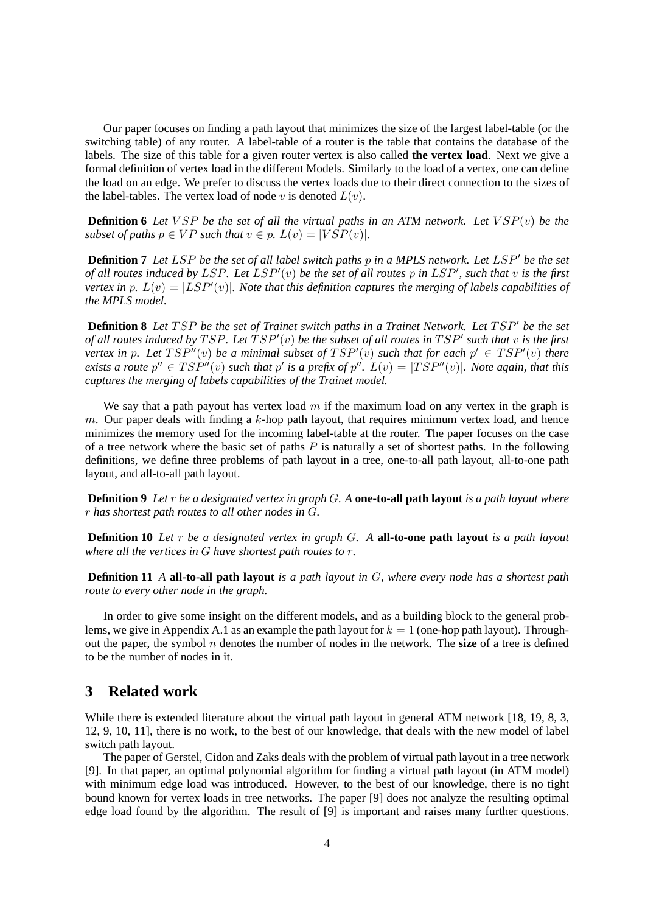Our paper focuses on finding a path layout that minimizes the size of the largest label-table (or the switching table) of any router. A label-table of a router is the table that contains the database of the labels. The size of this table for a given router vertex is also called **the vertex load**. Next we give a formal definition of vertex load in the different Models. Similarly to the load of a vertex, one can define the load on an edge. We prefer to discuss the vertex loads due to their direct connection to the sizes of the label-tables. The vertex load of node $v$ is denoted $L(v)$.

**Definition 6** *Let $VSP$ be the set of all the virtual paths in an ATM network. Let $VSP(v)$ be the subset of paths $p \in VP$ such that $v \in p$. $L(v) = |VSP(v)|$.*

**Definition 7** *Let $LSP$ be the set of all label switch paths $p$ in a MPLS network. Let $LSP'$ be the set of all routes induced by $LSP$. Let $LSP'(v)$ be the set of all routes $p$ in $LSP'$, such that $v$ is the first vertex in $p$. $L(v) = |LSP'(v)|$. Note that this definition captures the merging of labels capabilities of the MPLS model.*

**Definition 8** *Let $TSP$ be the set of Trainet switch paths in a Trainet Network. Let $TSP'$ be the set of all routes induced by $TSP$. Let $TSP'(v)$ be the subset of all routes in $TSP'$ such that $v$ is the first vertex in $p$. Let $TSP''(v)$ be a minimal subset of $TSP'(v)$ such that for each $p' \in TSP'(v)$ there exists a route $p'' \in TSP''(v)$ such that $p'$ is a prefix of $p''$. $L(v) = |TSP''(v)|$. Note again, that this captures the merging of labels capabilities of the Trainet model.*

We say that a path payout has vertex load $m$ if the maximum load on any vertex in the graph is $m$. Our paper deals with finding a $k$-hop path layout, that requires minimum vertex load, and hence minimizes the memory used for the incoming label-table at the router. The paper focuses on the case of a tree network where the basic set of paths $P$ is naturally a set of shortest paths. In the following definitions, we define three problems of path layout in a tree, one-to-all path layout, all-to-one path layout, and all-to-all path layout.

**Definition 9** *Let $r$ be a designated vertex in graph $G$. A* **one-to-all path layout** *is a path layout where $r$ has shortest path routes to all other nodes in $G$.*

**Definition 10** *Let $r$ be a designated vertex in graph $G$. A* **all-to-one path layout** *is a path layout where all the vertices in $G$ have shortest path routes to $r$.*

**Definition 11** *A* **all-to-all path layout** *is a path layout in $G$, where every node has a shortest path route to every other node in the graph.*

In order to give some insight on the different models, and as a building block to the general problems, we give in Appendix A.1 as an example the path layout for $k = 1$ (one-hop path layout). Throughout the paper, the symbol $n$ denotes the number of nodes in the network. The **size** of a tree is defined to be the number of nodes in it.

## 3 Related work

While there is extended literature about the virtual path layout in general ATM network [18, 19, 8, 3, 12, 9, 10, 11], there is no work, to the best of our knowledge, that deals with the new model of label switch path layout.

The paper of Gerstel, Cidon and Zaks deals with the problem of virtual path layout in a tree network [9]. In that paper, an optimal polynomial algorithm for finding a virtual path layout (in ATM model) with minimum edge load was introduced. However, to the best of our knowledge, there is no tight bound known for vertex loads in tree networks. The paper [9] does not analyze the resulting optimal edge load found by the algorithm. The result of [9] is important and raises many further questions.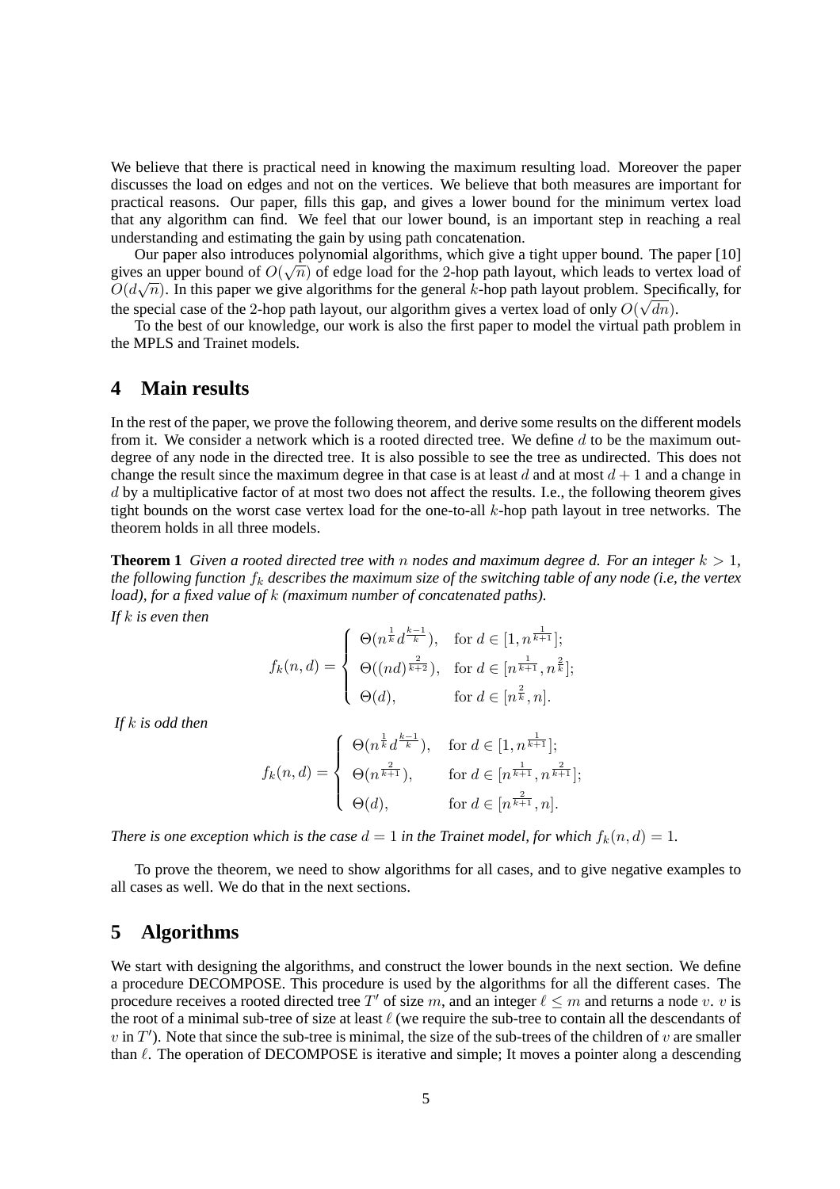We believe that there is practical need in knowing the maximum resulting load. Moreover the paper discusses the load on edges and not on the vertices. We believe that both measures are important for practical reasons. Our paper, fills this gap, and gives a lower bound for the minimum vertex load that any algorithm can find. We feel that our lower bound, is an important step in reaching a real understanding and estimating the gain by using path concatenation.

Our paper also introduces polynomial algorithms, which give a tight upper bound. The paper [10] gives an upper bound of $O(\sqrt{n})$ of edge load for the 2-hop path layout, which leads to vertex load of $O(d\sqrt{n})$. In this paper we give algorithms for the general $k$-hop path layout problem. Specifically, for the special case of the 2-hop path layout, our algorithm gives a vertex load of only $O(\sqrt{dn})$.

To the best of our knowledge, our work is also the first paper to model the virtual path problem in the MPLS and Trainet models.

# 4 Main results

In the rest of the paper, we prove the following theorem, and derive some results on the different models from it. We consider a network which is a rooted directed tree. We define $d$ to be the maximum out-degree of any node in the directed tree. It is also possible to see the tree as undirected. This does not change the result since the maximum degree in that case is at least $d$ and at most $d+1$ and a change in $d$ by a multiplicative factor of at most two does not affect the results. I.e., the following theorem gives tight bounds on the worst case vertex load for the one-to-all $k$-hop path layout in tree networks. The theorem holds in all three models.

**Theorem 1** *Given a rooted directed tree with $n$ nodes and maximum degree $d$. For an integer $k > 1$, the following function $f_k$ describes the maximum size of the switching table of any node (i.e, the vertex load), for a fixed value of $k$ (maximum number of concatenated paths).*

*If $k$ is even then*

$$f_k(n,d) = \begin{cases} \Theta(n^{\frac{1}{k}} d^{\frac{k-1}{k}}), & \text{for } d \in [1, n^{\frac{1}{k+1}}]; \\ \Theta((nd)^{\frac{2}{k+2}}), & \text{for } d \in [n^{\frac{1}{k+1}}, n^{\frac{2}{k}}]; \\ \Theta(d), & \text{for } d \in [n^{\frac{2}{k}}, n]. \end{cases}$$

*If $k$ is odd then*

$$f_k(n,d) = \begin{cases} \Theta(n^{\frac{1}{k}} d^{\frac{k-1}{k}}), & \text{for } d \in [1, n^{\frac{1}{k+1}}]; \\ \Theta(n^{\frac{2}{k+1}}), & \text{for } d \in [n^{\frac{1}{k+1}}, n^{\frac{2}{k+1}}]; \\ \Theta(d), & \text{for } d \in [n^{\frac{2}{k+1}}, n]. \end{cases}$$

*There is one exception which is the case $d = 1$ in the Trainet model, for which $f_k(n,d) = 1$.*

To prove the theorem, we need to show algorithms for all cases, and to give negative examples to all cases as well. We do that in the next sections.

# 5 Algorithms

We start with designing the algorithms, and construct the lower bounds in the next section. We define a procedure DECOMPOSE. This procedure is used by the algorithms for all the different cases. The procedure receives a rooted directed tree $T'$ of size $m$, and an integer $\ell \leq m$ and returns a node $v$. $v$ is the root of a minimal sub-tree of size at least $\ell$ (we require the sub-tree to contain all the descendants of $v$ in $T'$). Note that since the sub-tree is minimal, the size of the sub-trees of the children of $v$ are smaller than $\ell$. The operation of DECOMPOSE is iterative and simple; It moves a pointer along a descending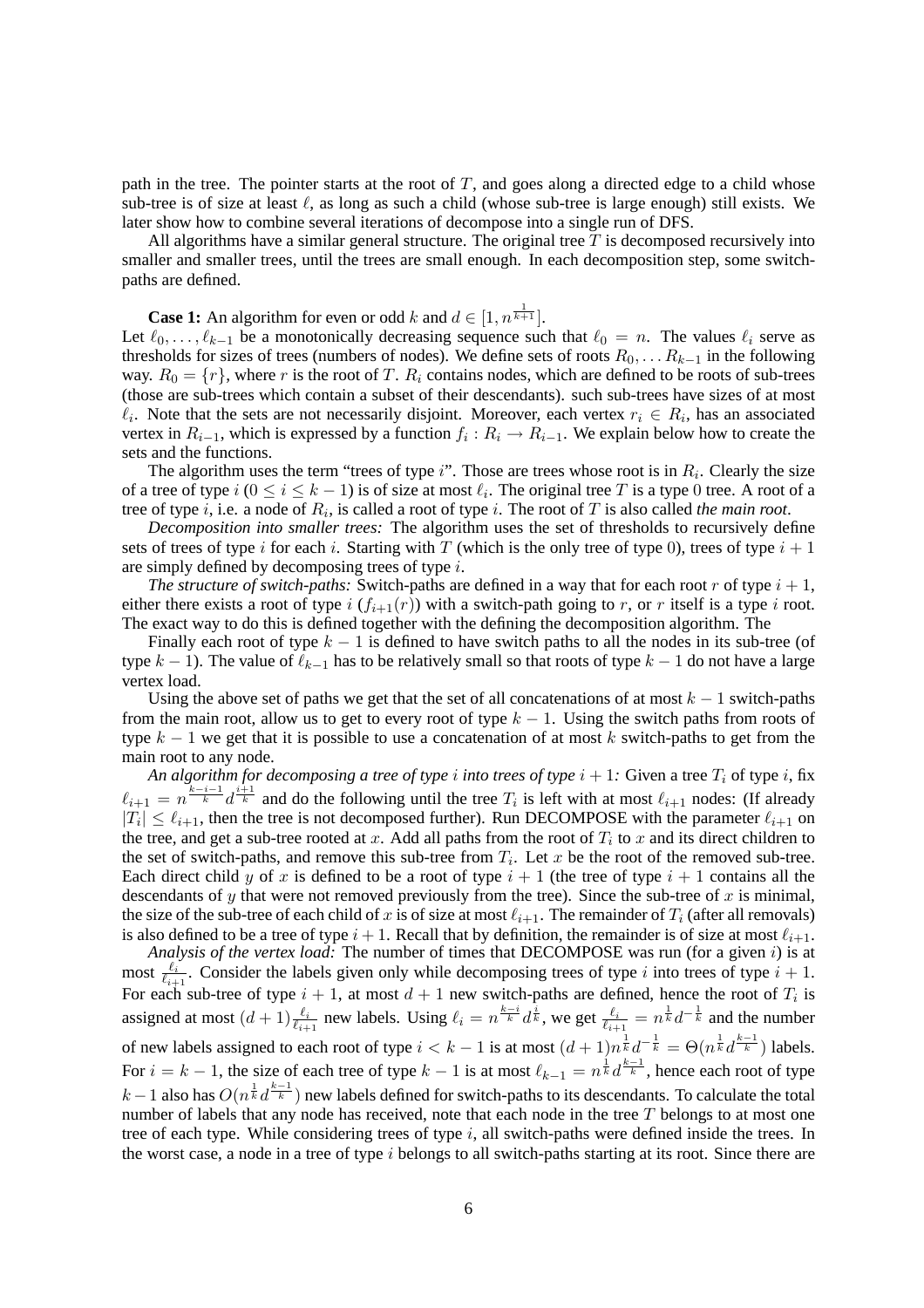path in the tree. The pointer starts at the root of $T$, and goes along a directed edge to a child whose sub-tree is of size at least $\ell$, as long as such a child (whose sub-tree is large enough) still exists. We later show how to combine several iterations of decompose into a single run of DFS.

All algorithms have a similar general structure. The original tree $T$ is decomposed recursively into smaller and smaller trees, until the trees are small enough. In each decomposition step, some switch-paths are defined.

**Case 1:** An algorithm for even or odd $k$ and $d \in [1, n^{\frac{1}{k+1}}]$.
Let $\ell_0, \ldots, \ell_{k-1}$ be a monotonically decreasing sequence such that $\ell_0 = n$. The values $\ell_i$ serve as thresholds for sizes of trees (numbers of nodes). We define sets of roots $R_0, \ldots R_{k-1}$ in the following way. $R_0 = \{r\}$, where $r$ is the root of $T$. $R_i$ contains nodes, which are defined to be roots of sub-trees (those are sub-trees which contain a subset of their descendants). such sub-trees have sizes of at most $\ell_i$. Note that the sets are not necessarily disjoint. Moreover, each vertex $r_i \in R_i$, has an associated vertex in $R_{i-1}$, which is expressed by a function $f_i : R_i \rightarrow R_{i-1}$. We explain below how to create the sets and the functions.

The algorithm uses the term "trees of type $i$". Those are trees whose root is in $R_i$. Clearly the size of a tree of type $i$ ($0 \leq i \leq k-1$) is of size at most $\ell_i$. The original tree $T$ is a type $0$ tree. A root of a tree of type $i$, i.e. a node of $R_i$, is called a root of type $i$. The root of $T$ is also called *the main root*.

*Decomposition into smaller trees:* The algorithm uses the set of thresholds to recursively define sets of trees of type $i$ for each $i$. Starting with $T$ (which is the only tree of type $0$), trees of type $i+1$ are simply defined by decomposing trees of type $i$.

*The structure of switch-paths:* Switch-paths are defined in a way that for each root $r$ of type $i+1$, either there exists a root of type $i$ ($f_{i+1}(r)$) with a switch-path going to $r$, or $r$ itself is a type $i$ root. The exact way to do this is defined together with the defining the decomposition algorithm. The

Finally each root of type $k-1$ is defined to have switch paths to all the nodes in its sub-tree (of type $k-1$). The value of $\ell_{k-1}$ has to be relatively small so that roots of type $k-1$ do not have a large vertex load.

Using the above set of paths we get that the set of all concatenations of at most $k-1$ switch-paths from the main root, allow us to get to every root of type $k-1$. Using the switch paths from roots of type $k-1$ we get that it is possible to use a concatenation of at most $k$ switch-paths to get from the main root to any node.

*An algorithm for decomposing a tree of type $i$ into trees of type $i+1$:* Given a tree $T_i$ of type $i$, fix $\ell_{i+1} = n^{\frac{k-i-1}{k}} d^{\frac{i+1}{k}}$ and do the following until the tree $T_i$ is left with at most $\ell_{i+1}$ nodes: (If already $|T_i| \leq \ell_{i+1}$, then the tree is not decomposed further). Run DECOMPOSE with the parameter $\ell_{i+1}$ on the tree, and get a sub-tree rooted at $x$. Add all paths from the root of $T_i$ to $x$ and its direct children to the set of switch-paths, and remove this sub-tree from $T_i$. Let $x$ be the root of the removed sub-tree. Each direct child $y$ of $x$ is defined to be a root of type $i+1$ (the tree of type $i+1$ contains all the descendants of $y$ that were not removed previously from the tree). Since the sub-tree of $x$ is minimal, the size of the sub-tree of each child of $x$ is of size at most $\ell_{i+1}$. The remainder of $T_i$ (after all removals) is also defined to be a tree of type $i+1$. Recall that by definition, the remainder is of size at most $\ell_{i+1}$.

*Analysis of the vertex load:* The number of times that DECOMPOSE was run (for a given $i$) is at most $\frac{\ell_i}{\ell_{i+1}}$. Consider the labels given only while decomposing trees of type $i$ into trees of type $i+1$. For each sub-tree of type $i+1$, at most $d+1$ new switch-paths are defined, hence the root of $T_i$ is assigned at most $(d+1)\frac{\ell_i}{\ell_{i+1}}$ new labels. Using $\ell_i = n^{\frac{k-i}{k}} d^{\frac{i}{k}}$, we get $\frac{\ell_i}{\ell_{i+1}} = n^{\frac{1}{k}} d^{-\frac{1}{k}}$ and the number of new labels assigned to each root of type $i < k-1$ is at most $(d+1)n^{\frac{1}{k}} d^{-\frac{1}{k}} = \Theta(n^{\frac{1}{k}} d^{\frac{k-1}{k}})$ labels. For $i = k-1$, the size of each tree of type $k-1$ is at most $\ell_{k-1} = n^{\frac{1}{k}} d^{\frac{k-1}{k}}$, hence each root of type $k-1$ also has $O(n^{\frac{1}{k}} d^{\frac{k-1}{k}})$ new labels defined for switch-paths to its descendants. To calculate the total number of labels that any node has received, note that each node in the tree $T$ belongs to at most one tree of each type. While considering trees of type $i$, all switch-paths were defined inside the trees. In the worst case, a node in a tree of type $i$ belongs to all switch-paths starting at its root. Since there are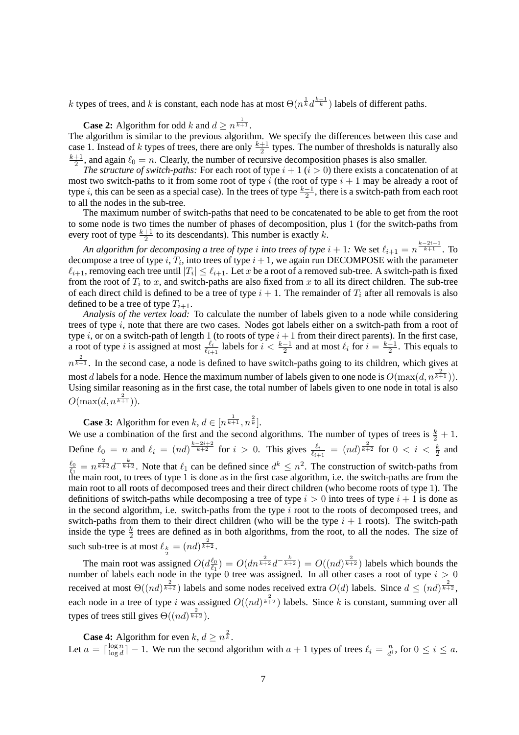$k$ types of trees, and $k$ is constant, each node has at most $\Theta(n^{\frac{1}{k}} d^{\frac{k-1}{k}})$ labels of different paths.

**Case 2:** Algorithm for odd $k$ and $d \geq n^{\frac{1}{k+1}}$.

The algorithm is similar to the previous algorithm. We specify the differences between this case and case 1. Instead of $k$ types of trees, there are only $\frac{k+1}{2}$ types. The number of thresholds is naturally also $\frac{k+1}{2}$, and again $\ell_0 = n$. Clearly, the number of recursive decomposition phases is also smaller.

*The structure of switch-paths:* For each root of type $i+1$ ($i > 0$) there exists a concatenation of at most two switch-paths to it from some root of type $i$ (the root of type $i+1$ may be already a root of type $i$, this can be seen as a special case). In the trees of type $\frac{k-1}{2}$, there is a switch-path from each root to all the nodes in the sub-tree.

The maximum number of switch-paths that need to be concatenated to be able to get from the root to some node is two times the number of phases of decomposition, plus 1 (for the switch-paths from every root of type $\frac{k+1}{2}$ to its descendants). This number is exactly $k$.

*An algorithm for decomposing a tree of type $i$ into trees of type $i+1$:* We set $\ell_{i+1} = n^{\frac{k-2i-1}{k+1}}$. To decompose a tree of type $i$, $T_i$, into trees of type $i+1$, we again run DECOMPOSE with the parameter $\ell_{i+1}$, removing each tree until $|T_i| \leq \ell_{i+1}$. Let $x$ be a root of a removed sub-tree. A switch-path is fixed from the root of $T_i$ to $x$, and switch-paths are also fixed from $x$ to all its direct children. The sub-tree of each direct child is defined to be a tree of type $i+1$. The remainder of $T_i$ after all removals is also defined to be a tree of type $T_{i+1}$.

*Analysis of the vertex load:* To calculate the number of labels given to a node while considering trees of type $i$, note that there are two cases. Nodes got labels either on a switch-path from a root of type $i$, or on a switch-path of length 1 (to roots of type $i+1$ from their direct parents). In the first case, a root of type $i$ is assigned at most $\frac{\ell_i}{\ell_{i+1}}$ labels for $i < \frac{k-1}{2}$ and at most $\ell_i$ for $i = \frac{k-1}{2}$. This equals to $n^{\frac{2}{k+1}}$. In the second case, a node is defined to have switch-paths going to its children, which gives at most $d$ labels for a node. Hence the maximum number of labels given to one node is $O(\max(d, n^{\frac{2}{k+1}}))$. Using similar reasoning as in the first case, the total number of labels given to one node in total is also $O(\max(d, n^{\frac{2}{k+1}}))$.

**Case 3:** Algorithm for even $k$, $d \in [n^{\frac{1}{k+1}}, n^{\frac{2}{k}}]$.

We use a combination of the first and the second algorithms. The number of types of trees is $\frac{k}{2}+1$. Define $\ell_0 = n$ and $\ell_i = (nd)^{\frac{k-2i+2}{k+2}}$ for $i > 0$. This gives $\frac{\ell_i}{\ell_{i+1}} = (nd)^{\frac{2}{k+2}}$ for $0 < i < \frac{k}{2}$ and $\frac{\ell_0}{\ell_1} = n^{\frac{2}{k+2}} d^{-\frac{k}{k+2}}$. Note that $\ell_1$ can be defined since $d^k \leq n^2$. The construction of switch-paths from the main root, to trees of type 1 is done as in the first case algorithm, i.e. the switch-paths are from the main root to all roots of decomposed trees and their direct children (who become roots of type 1). The definitions of switch-paths while decomposing a tree of type $i > 0$ into trees of type $i+1$ is done as in the second algorithm, i.e. switch-paths from the type $i$ root to the roots of decomposed trees, and switch-paths from them to their direct children (who will be the type $i+1$ roots). The switch-path inside the type $\frac{k}{2}$ trees are defined as in both algorithms, from the root, to all the nodes. The size of such sub-tree is at most $\ell_{\frac{k}{2}} = (nd)^{\frac{2}{k+2}}$.

The main root was assigned $O(d\frac{\ell_0}{\ell_1}) = O(dn^{\frac{2}{k+2}} d^{-\frac{k}{k+2}}) = O((nd)^{\frac{2}{k+2}})$ labels which bounds the number of labels each node in the type 0 tree was assigned. In all other cases a root of type $i > 0$ received at most $\Theta((nd)^{\frac{2}{k+2}})$ labels and some nodes received extra $O(d)$ labels. Since $d \leq (nd)^{\frac{2}{k+2}}$, each node in a tree of type $i$ was assigned $O((nd)^{\frac{2}{k+2}})$ labels. Since $k$ is constant, summing over all types of trees still gives $\Theta((nd)^{\frac{2}{k+2}})$.

**Case 4:** Algorithm for even $k$, $d \geq n^{\frac{2}{k}}$.

Let $a = \lceil \frac{\log n}{\log d} \rceil - 1$. We run the second algorithm with $a+1$ types of trees $\ell_i = \frac{n}{d^i}$, for $0 \leq i \leq a$.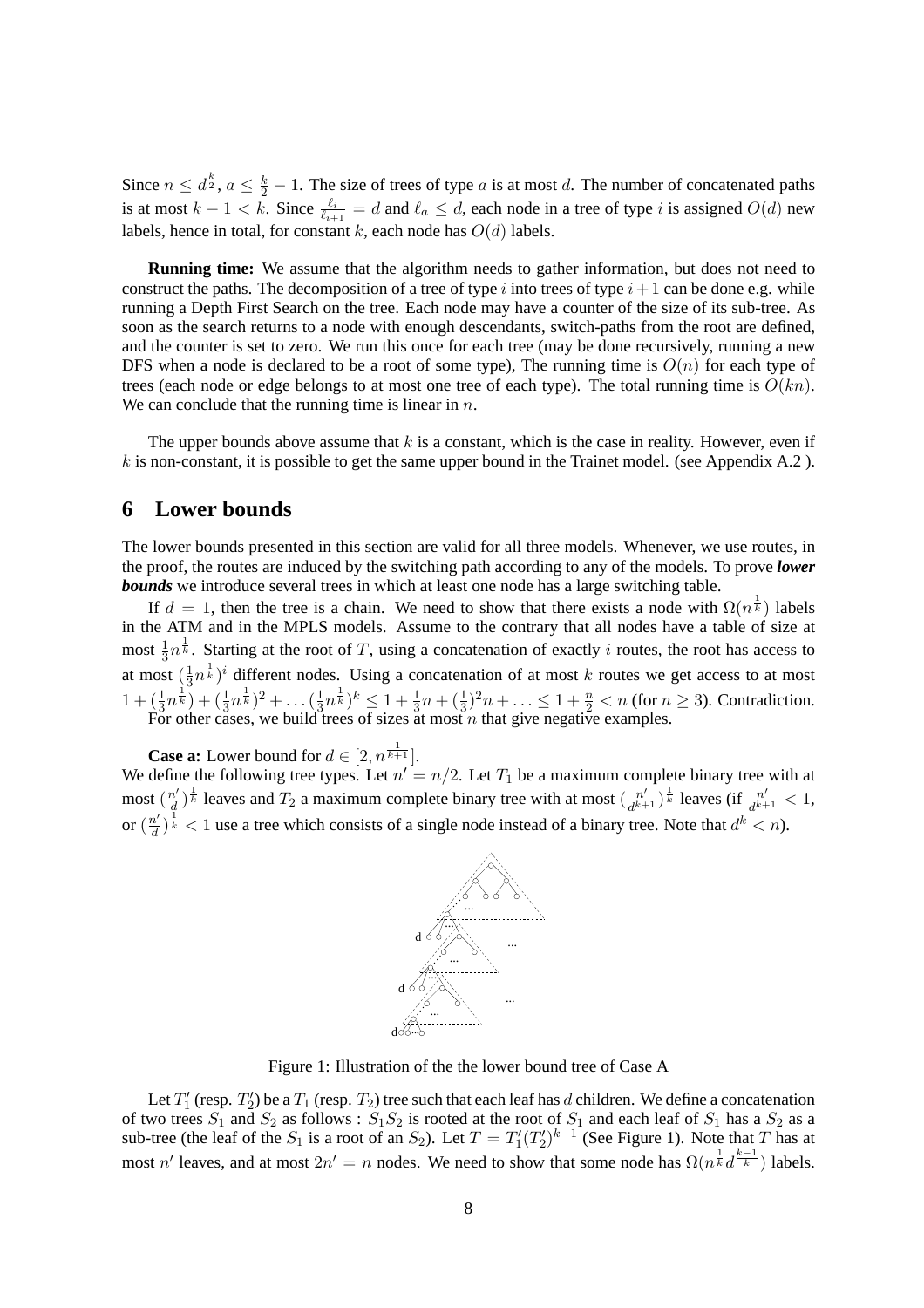Since $n \leq d^{\frac{k}{2}}$, $a \leq \frac{k}{2} - 1$. The size of trees of type $a$ is at most $d$. The number of concatenated paths is at most $k - 1 < k$. Since $\frac{\ell_i}{\ell_{i+1}} = d$ and $\ell_a \leq d$, each node in a tree of type $i$ is assigned $O(d)$ new labels, hence in total, for constant $k$, each node has $O(d)$ labels.

**Running time:** We assume that the algorithm needs to gather information, but does not need to construct the paths. The decomposition of a tree of type $i$ into trees of type $i + 1$ can be done e.g. while running a Depth First Search on the tree. Each node may have a counter of the size of its sub-tree. As soon as the search returns to a node with enough descendants, switch-paths from the root are defined, and the counter is set to zero. We run this once for each tree (may be done recursively, running a new DFS when a node is declared to be a root of some type), The running time is $O(n)$ for each type of trees (each node or edge belongs to at most one tree of each type). The total running time is $O(kn)$. We can conclude that the running time is linear in $n$.

The upper bounds above assume that $k$ is a constant, which is the case in reality. However, even if $k$ is non-constant, it is possible to get the same upper bound in the Trainet model. (see Appendix A.2 ).

# 6 Lower bounds

The lower bounds presented in this section are valid for all three models. Whenever, we use routes, in the proof, the routes are induced by the switching path according to any of the models. To prove ***lower bounds*** we introduce several trees in which at least one node has a large switching table.

If $d = 1$, then the tree is a chain. We need to show that there exists a node with $\Omega(n^{\frac{1}{k}})$ labels in the ATM and in the MPLS models. Assume to the contrary that all nodes have a table of size at most $\frac{1}{3}n^{\frac{1}{k}}$. Starting at the root of $T$, using a concatenation of exactly $i$ routes, the root has access to at most $(\frac{1}{3}n^{\frac{1}{k}})^i$ different nodes. Using a concatenation of at most $k$ routes we get access to at most $1 + (\frac{1}{3}n^{\frac{1}{k}}) + (\frac{1}{3}n^{\frac{1}{k}})^2 + \ldots (\frac{1}{3}n^{\frac{1}{k}})^k \leq 1 + \frac{1}{3}n + (\frac{1}{3})^2 n + \ldots \leq 1 + \frac{n}{2} < n$ (for $n \geq 3$). Contradiction. For other cases, we build trees of sizes at most $n$ that give negative examples.

**Case a:** Lower bound for $d \in [2, n^{\frac{1}{k+1}}]$.
We define the following tree types. Let $n' = n/2$. Let $T_1$ be a maximum complete binary tree with at most $(\frac{n'}{d})^{\frac{1}{k}}$ leaves and $T_2$ a maximum complete binary tree with at most $(\frac{n'}{d^{k+1}})^{\frac{1}{k}}$ leaves (if $\frac{n'}{d^{k+1}} < 1$, or $(\frac{n'}{d})^{\frac{1}{k}} < 1$ use a tree which consists of a single node instead of a binary tree. Note that $d^k < n$).

Figure 1: Illustration of the the lower bound tree of Case A

Let $T'_1$ (resp. $T'_2$) be a $T_1$ (resp. $T_2$) tree such that each leaf has $d$ children. We define a concatenation of two trees $S_1$ and $S_2$ as follows : $S_1S_2$ is rooted at the root of $S_1$ and each leaf of $S_1$ has a $S_2$ as a sub-tree (the leaf of the $S_1$ is a root of an $S_2$). Let $T = T'_1(T'_2)^{k-1}$ (See Figure 1). Note that $T$ has at most $n'$ leaves, and at most $2n' = n$ nodes. We need to show that some node has $\Omega(n^{\frac{1}{k}} d^{\frac{k-1}{k}})$ labels.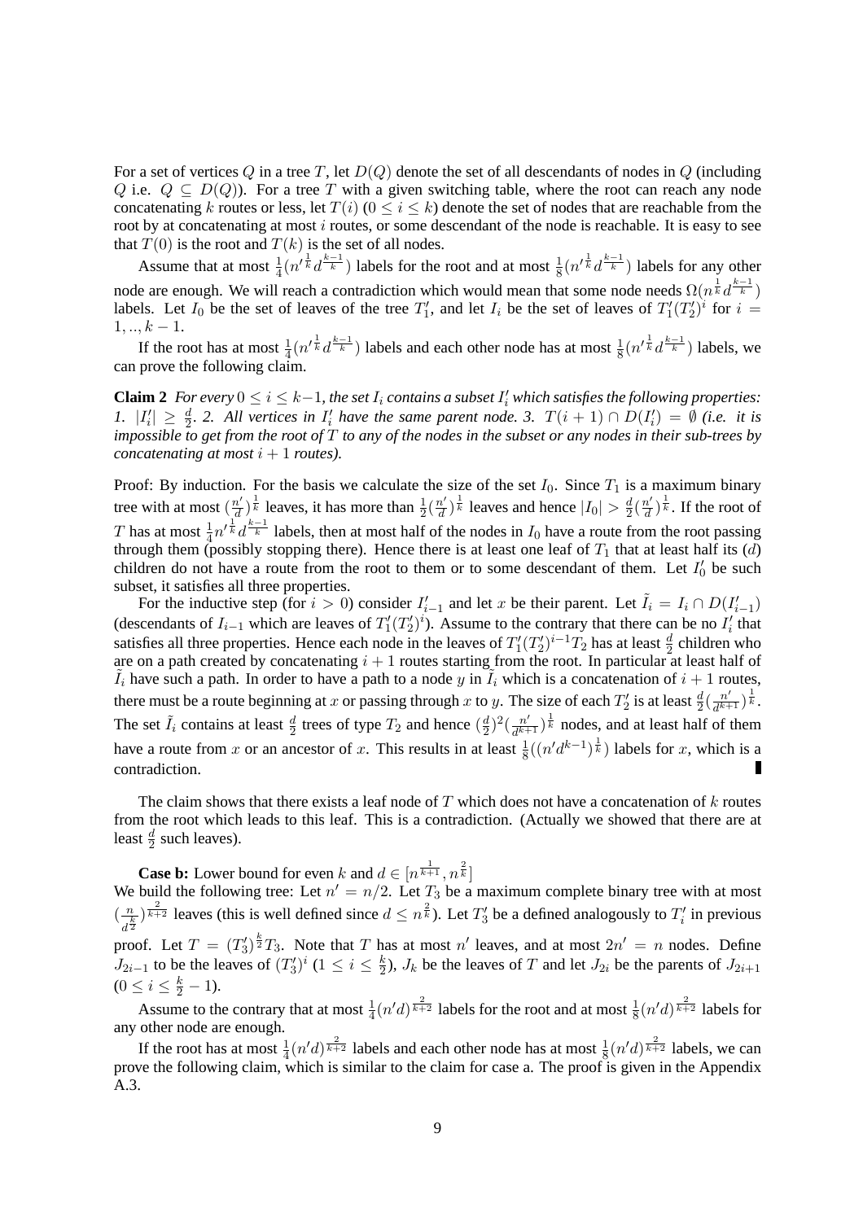For a set of vertices $Q$ in a tree $T$, let $D(Q)$ denote the set of all descendants of nodes in $Q$ (including $Q$ i.e. $Q \subseteq D(Q)$). For a tree $T$ with a given switching table, where the root can reach any node concatenating $k$ routes or less, let $T(i)$ ($0 \leq i \leq k$) denote the set of nodes that are reachable from the root by at concatenating at most $i$ routes, or some descendant of the node is reachable. It is easy to see that $T(0)$ is the root and $T(k)$ is the set of all nodes.

Assume that at most $\frac{1}{4}(n'^{\frac{1}{k}}d^{\frac{k-1}{k}})$ labels for the root and at most $\frac{1}{8}(n'^{\frac{1}{k}}d^{\frac{k-1}{k}})$ labels for any other node are enough. We will reach a contradiction which would mean that some node needs $\Omega(n^{\frac{1}{k}}d^{\frac{k-1}{k}})$ labels. Let $I_0$ be the set of leaves of the tree $T_1'$, and let $I_i$ be the set of leaves of $T_1'(T_2')^i$ for $i = 1, .., k-1$.

If the root has at most $\frac{1}{4}(n'^{\frac{1}{k}}d^{\frac{k-1}{k}})$ labels and each other node has at most $\frac{1}{8}(n'^{\frac{1}{k}}d^{\frac{k-1}{k}})$ labels, we can prove the following claim.

**Claim 2** *For every $0 \leq i \leq k-1$, the set $I_i$ contains a subset $I_i'$ which satisfies the following properties: 1. $|I_i'| \geq \frac{d}{2}$. 2. All vertices in $I_i'$ have the same parent node. 3. $T(i+1) \cap D(I_i') = \emptyset$ (i.e. it is impossible to get from the root of $T$ to any of the nodes in the subset or any nodes in their sub-trees by concatenating at most $i+1$ routes).*

Proof: By induction. For the basis we calculate the size of the set $I_0$. Since $T_1$ is a maximum binary tree with at most $(\frac{n'}{d})^{\frac{1}{k}}$ leaves, it has more than $\frac{1}{2}(\frac{n'}{d})^{\frac{1}{k}}$ leaves and hence $|I_0| > \frac{d}{2}(\frac{n'}{d})^{\frac{1}{k}}$. If the root of $T$ has at most $\frac{1}{4}n'^{\frac{1}{k}}d^{\frac{k-1}{k}}$ labels, then at most half of the nodes in $I_0$ have a route from the root passing through them (possibly stopping there). Hence there is at least one leaf of $T_1$ that at least half its ($d$) children do not have a route from the root to them or to some descendant of them. Let $I_0'$ be such subset, it satisfies all three properties.

For the inductive step (for $i > 0$) consider $I_{i-1}'$ and let $x$ be their parent. Let $\tilde{I}_i = I_i \cap D(I_{i-1}')$ (descendants of $I_{i-1}$ which are leaves of $T_1'(T_2')^i$). Assume to the contrary that there can be no $I_i'$ that satisfies all three properties. Hence each node in the leaves of $T_1'(T_2')^{i-1}T_2$ has at least $\frac{d}{2}$ children who are on a path created by concatenating $i+1$ routes starting from the root. In particular at least half of $\tilde{I}_i$ have such a path. In order to have a path to a node $y$ in $\tilde{I}_i$ which is a concatenation of $i+1$ routes, there must be a route beginning at $x$ or passing through $x$ to $y$. The size of each $T_2'$ is at least $\frac{d}{2}(\frac{n'}{d^{k+1}})^{\frac{1}{k}}$. The set $\tilde{I}_i$ contains at least $\frac{d}{2}$ trees of type $T_2$ and hence $(\frac{d}{2})^2(\frac{n'}{d^{k+1}})^{\frac{1}{k}}$ nodes, and at least half of them have a route from $x$ or an ancestor of $x$. This results in at least $\frac{1}{8}((n'd^{k-1})^{\frac{1}{k}})$ labels for $x$, which is a contradiction. ∎

The claim shows that there exists a leaf node of $T$ which does not have a concatenation of $k$ routes from the root which leads to this leaf. This is a contradiction. (Actually we showed that there are at least $\frac{d}{2}$ such leaves).

**Case b:** Lower bound for even $k$ and $d \in [n^{\frac{1}{k+1}}, n^{\frac{2}{k}}]$

We build the following tree: Let $n' = n/2$. Let $T_3$ be a maximum complete binary tree with at most $(\frac{n}{d^{\frac{k}{2}}})^{\frac{2}{k+2}}$ leaves (this is well defined since $d \leq n^{\frac{2}{k}}$). Let $T_3'$ be a defined analogously to $T_i'$ in previous proof. Let $T = (T_3')^{\frac{k}{2}}T_3$. Note that $T$ has at most $n'$ leaves, and at most $2n' = n$ nodes. Define $J_{2i-1}$ to be the leaves of $(T_3')^i$ ($1 \leq i \leq \frac{k}{2}$), $J_k$ be the leaves of $T$ and let $J_{2i}$ be the parents of $J_{2i+1}$ ($0 \leq i \leq \frac{k}{2} - 1$).

Assume to the contrary that at most $\frac{1}{4}(n'd)^{\frac{2}{k+2}}$ labels for the root and at most $\frac{1}{8}(n'd)^{\frac{2}{k+2}}$ labels for any other node are enough.

If the root has at most $\frac{1}{4}(n'd)^{\frac{2}{k+2}}$ labels and each other node has at most $\frac{1}{8}(n'd)^{\frac{2}{k+2}}$ labels, we can prove the following claim, which is similar to the claim for case a. The proof is given in the Appendix A.3.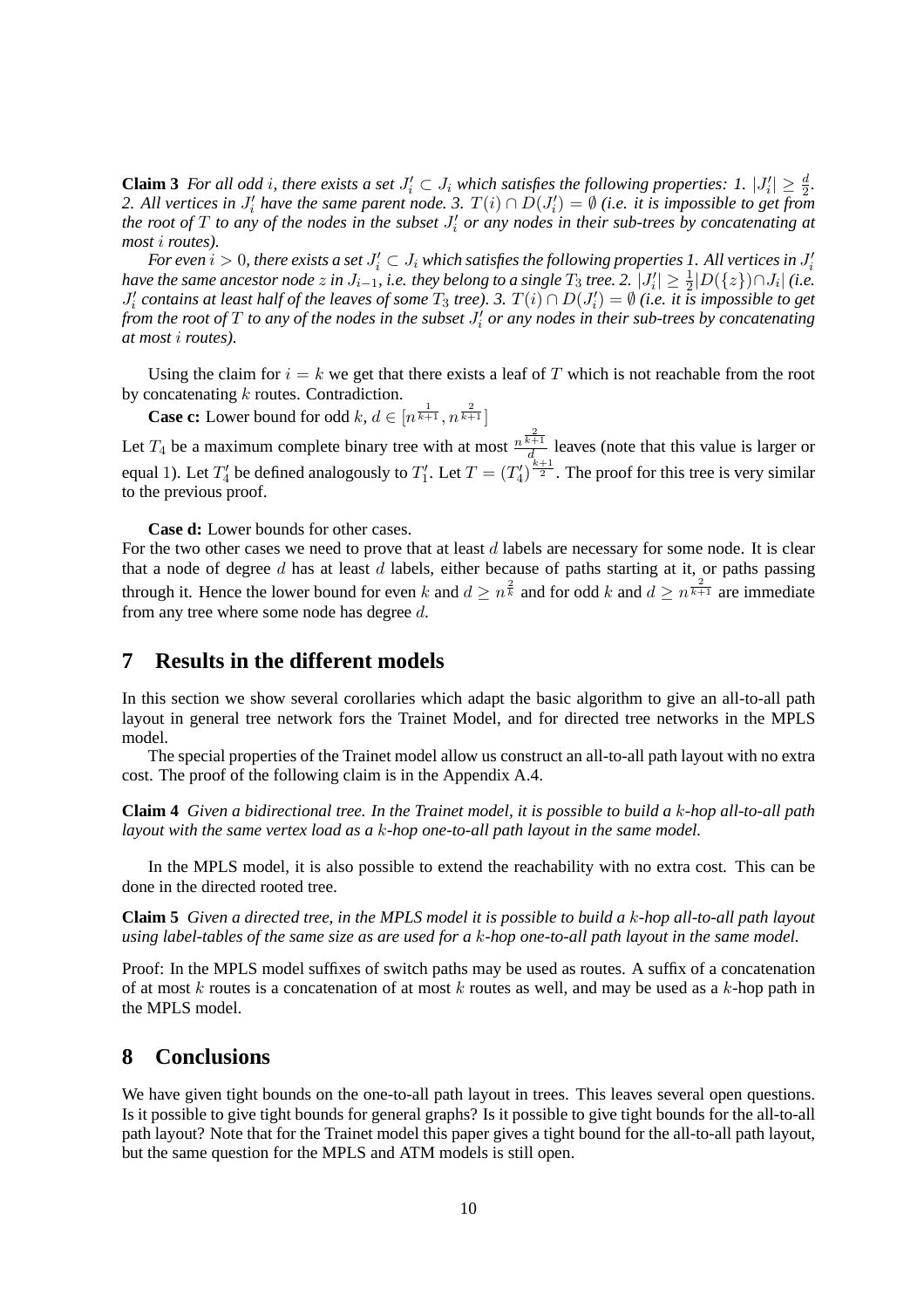**Claim 3** *For all odd $i$, there exists a set $J_i' \subset J_i$ which satisfies the following properties: 1. $|J_i'| \geq \frac{d}{2}$. 2. All vertices in $J_i'$ have the same parent node. 3. $T(i) \cap D(J_i') = \emptyset$ (i.e. it is impossible to get from the root of $T$ to any of the nodes in the subset $J_i'$ or any nodes in their sub-trees by concatenating at most $i$ routes).*

*For even $i > 0$, there exists a set $J_i' \subset J_i$ which satisfies the following properties 1. All vertices in $J_i'$ have the same ancestor node $z$ in $J_{i-1}$, i.e. they belong to a single $T_3$ tree. 2. $|J_i'| \geq \frac{1}{2}|D(\{z\}) \cap J_i|$ (i.e. $J_i'$ contains at least half of the leaves of some $T_3$ tree). 3. $T(i) \cap D(J_i') = \emptyset$ (i.e. it is impossible to get from the root of $T$ to any of the nodes in the subset $J_i'$ or any nodes in their sub-trees by concatenating at most $i$ routes).*

Using the claim for $i = k$ we get that there exists a leaf of $T$ which is not reachable from the root by concatenating $k$ routes. Contradiction.

**Case c:** Lower bound for odd $k$, $d \in [n^{\frac{1}{k+1}}, n^{\frac{2}{k+1}}]$

Let $T_4$ be a maximum complete binary tree with at most $\frac{n^{\frac{2}{k+1}}}{d}$ leaves (note that this value is larger or equal 1). Let $T_4'$ be defined analogously to $T_1'$. Let $T = (T_4')^{\frac{k+1}{2}}$. The proof for this tree is very similar to the previous proof.

**Case d:** Lower bounds for other cases.

For the two other cases we need to prove that at least $d$ labels are necessary for some node. It is clear that a node of degree $d$ has at least $d$ labels, either because of paths starting at it, or paths passing through it. Hence the lower bound for even $k$ and $d \geq n^{\frac{2}{k}}$ and for odd $k$ and $d \geq n^{\frac{2}{k+1}}$ are immediate from any tree where some node has degree $d$.

## 7 Results in the different models

In this section we show several corollaries which adapt the basic algorithm to give an all-to-all path layout in general tree network fors the Trainet Model, and for directed tree networks in the MPLS model.

The special properties of the Trainet model allow us construct an all-to-all path layout with no extra cost. The proof of the following claim is in the Appendix A.4.

**Claim 4** *Given a bidirectional tree. In the Trainet model, it is possible to build a $k$-hop all-to-all path layout with the same vertex load as a $k$-hop one-to-all path layout in the same model.*

In the MPLS model, it is also possible to extend the reachability with no extra cost. This can be done in the directed rooted tree.

**Claim 5** *Given a directed tree, in the MPLS model it is possible to build a $k$-hop all-to-all path layout using label-tables of the same size as are used for a $k$-hop one-to-all path layout in the same model.*

Proof: In the MPLS model suffixes of switch paths may be used as routes. A suffix of a concatenation of at most $k$ routes is a concatenation of at most $k$ routes as well, and may be used as a $k$-hop path in the MPLS model.

## 8 Conclusions

We have given tight bounds on the one-to-all path layout in trees. This leaves several open questions. Is it possible to give tight bounds for general graphs? Is it possible to give tight bounds for the all-to-all path layout? Note that for the Trainet model this paper gives a tight bound for the all-to-all path layout, but the same question for the MPLS and ATM models is still open.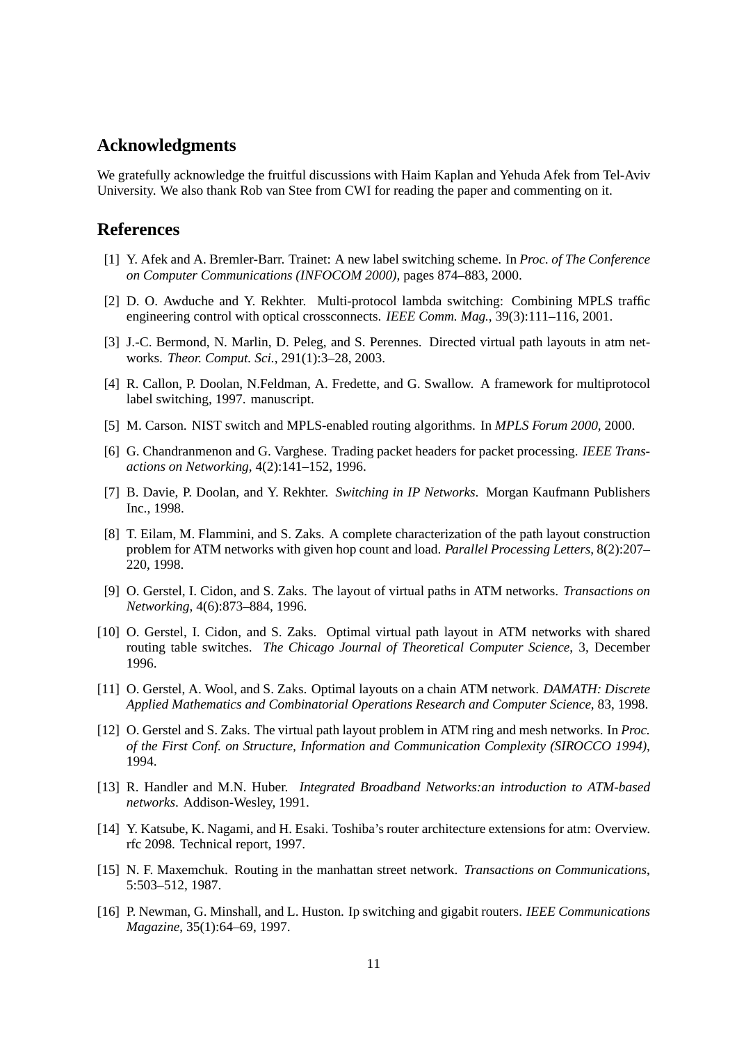## Acknowledgments

We gratefully acknowledge the fruitful discussions with Haim Kaplan and Yehuda Afek from Tel-Aviv University. We also thank Rob van Stee from CWI for reading the paper and commenting on it.

## References

[1] Y. Afek and A. Bremler-Barr. Trainet: A new label switching scheme. In *Proc. of The Conference on Computer Communications (INFOCOM 2000)*, pages 874–883, 2000.

[2] D. O. Awduche and Y. Rekhter. Multi-protocol lambda switching: Combining MPLS traffic engineering control with optical crossconnects. *IEEE Comm. Mag.*, 39(3):111–116, 2001.

[3] J.-C. Bermond, N. Marlin, D. Peleg, and S. Perennes. Directed virtual path layouts in atm networks. *Theor. Comput. Sci.*, 291(1):3–28, 2003.

[4] R. Callon, P. Doolan, N.Feldman, A. Fredette, and G. Swallow. A framework for multiprotocol label switching, 1997. manuscript.

[5] M. Carson. NIST switch and MPLS-enabled routing algorithms. In *MPLS Forum 2000*, 2000.

[6] G. Chandranmenon and G. Varghese. Trading packet headers for packet processing. *IEEE Transactions on Networking*, 4(2):141–152, 1996.

[7] B. Davie, P. Doolan, and Y. Rekhter. *Switching in IP Networks*. Morgan Kaufmann Publishers Inc., 1998.

[8] T. Eilam, M. Flammini, and S. Zaks. A complete characterization of the path layout construction problem for ATM networks with given hop count and load. *Parallel Processing Letters*, 8(2):207–220, 1998.

[9] O. Gerstel, I. Cidon, and S. Zaks. The layout of virtual paths in ATM networks. *Transactions on Networking*, 4(6):873–884, 1996.

[10] O. Gerstel, I. Cidon, and S. Zaks. Optimal virtual path layout in ATM networks with shared routing table switches. *The Chicago Journal of Theoretical Computer Science*, 3, December 1996.

[11] O. Gerstel, A. Wool, and S. Zaks. Optimal layouts on a chain ATM network. *DAMATH: Discrete Applied Mathematics and Combinatorial Operations Research and Computer Science*, 83, 1998.

[12] O. Gerstel and S. Zaks. The virtual path layout problem in ATM ring and mesh networks. In *Proc. of the First Conf. on Structure, Information and Communication Complexity (SIROCCO 1994)*, 1994.

[13] R. Handler and M.N. Huber. *Integrated Broadband Networks:an introduction to ATM-based networks*. Addison-Wesley, 1991.

[14] Y. Katsube, K. Nagami, and H. Esaki. Toshiba's router architecture extensions for atm: Overview. rfc 2098. Technical report, 1997.

[15] N. F. Maxemchuk. Routing in the manhattan street network. *Transactions on Communications*, 5:503–512, 1987.

[16] P. Newman, G. Minshall, and L. Huston. Ip switching and gigabit routers. *IEEE Communications Magazine*, 35(1):64–69, 1997.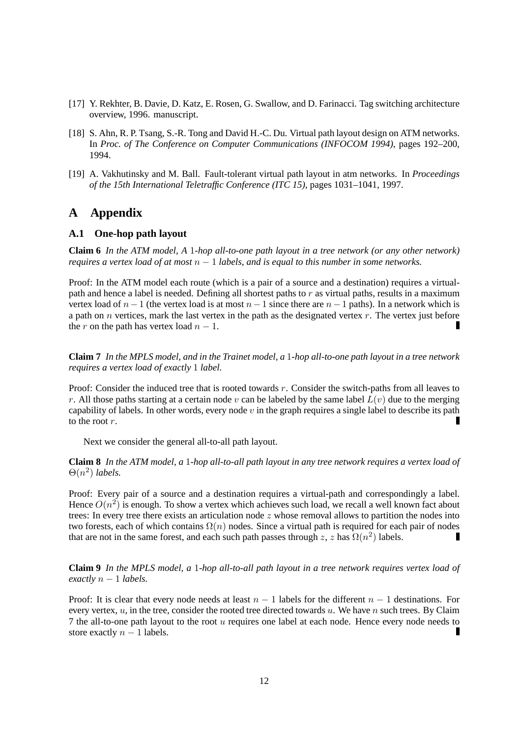[17] Y. Rekhter, B. Davie, D. Katz, E. Rosen, G. Swallow, and D. Farinacci. Tag switching architecture overview, 1996. manuscript.

[18] S. Ahn, R. P. Tsang, S.-R. Tong and David H.-C. Du. Virtual path layout design on ATM networks. In *Proc. of The Conference on Computer Communications (INFOCOM 1994)*, pages 192–200, 1994.

[19] A. Vakhutinsky and M. Ball. Fault-tolerant virtual path layout in atm networks. In *Proceedings of the 15th International Teletraffic Conference (ITC 15)*, pages 1031–1041, 1997.

# A Appendix

## A.1 One-hop path layout

**Claim 6** *In the ATM model, A 1-hop all-to-one path layout in a tree network (or any other network) requires a vertex load of at most $n-1$ labels, and is equal to this number in some networks.*

Proof: In the ATM model each route (which is a pair of a source and a destination) requires a virtual-path and hence a label is needed. Defining all shortest paths to $r$ as virtual paths, results in a maximum vertex load of $n-1$ (the vertex load is at most $n-1$ since there are $n-1$ paths). In a network which is a path on $n$ vertices, mark the last vertex in the path as the designated vertex $r$. The vertex just before the $r$ on the path has vertex load $n-1$. ∎

**Claim 7** *In the MPLS model, and in the Trainet model, a 1-hop all-to-one path layout in a tree network requires a vertex load of exactly 1 label.*

Proof: Consider the induced tree that is rooted towards $r$. Consider the switch-paths from all leaves to $r$. All those paths starting at a certain node $v$ can be labeled by the same label $L(v)$ due to the merging capability of labels. In other words, every node $v$ in the graph requires a single label to describe its path to the root $r$. ∎

Next we consider the general all-to-all path layout.

**Claim 8** *In the ATM model, a 1-hop all-to-all path layout in any tree network requires a vertex load of $\Theta(n^2)$ labels.*

Proof: Every pair of a source and a destination requires a virtual-path and correspondingly a label. Hence $O(n^2)$ is enough. To show a vertex which achieves such load, we recall a well known fact about trees: In every tree there exists an articulation node $z$ whose removal allows to partition the nodes into two forests, each of which contains $\Omega(n)$ nodes. Since a virtual path is required for each pair of nodes that are not in the same forest, and each such path passes through $z$, $z$ has $\Omega(n^2)$ labels. ∎

**Claim 9** *In the MPLS model, a 1-hop all-to-all path layout in a tree network requires vertex load of exactly $n-1$ labels.*

Proof: It is clear that every node needs at least $n-1$ labels for the different $n-1$ destinations. For every vertex, $u$, in the tree, consider the rooted tree directed towards $u$. We have $n$ such trees. By Claim 7 the all-to-one path layout to the root $u$ requires one label at each node. Hence every node needs to store exactly $n-1$ labels. ∎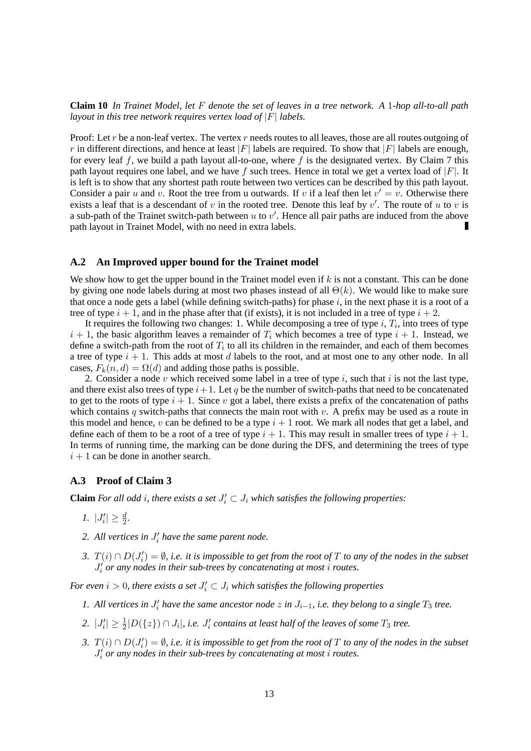**Claim 10** *In Trainet Model, let $F$ denote the set of leaves in a tree network. A 1-hop all-to-all path layout in this tree network requires vertex load of $|F|$ labels.*

Proof: Let $r$ be a non-leaf vertex. The vertex $r$ needs routes to all leaves, those are all routes outgoing of $r$ in different directions, and hence at least $|F|$ labels are required. To show that $|F|$ labels are enough, for every leaf $f$, we build a path layout all-to-one, where $f$ is the designated vertex. By Claim 7 this path layout requires one label, and we have $f$ such trees. Hence in total we get a vertex load of $|F|$. It is left is to show that any shortest path route between two vertices can be described by this path layout. Consider a pair $u$ and $v$. Root the tree from u outwards. If $v$ if a leaf then let $v' = v$. Otherwise there exists a leaf that is a descendant of $v$ in the rooted tree. Denote this leaf by $v'$. The route of $u$ to $v$ is a sub-path of the Trainet switch-path between $u$ to $v'$. Hence all pair paths are induced from the above path layout in Trainet Model, with no need in extra labels. ∎

## A.2 An Improved upper bound for the Trainet model

We show how to get the upper bound in the Trainet model even if $k$ is not a constant. This can be done by giving one node labels during at most two phases instead of all $\Theta(k)$. We would like to make sure that once a node gets a label (while defining switch-paths) for phase $i$, in the next phase it is a root of a tree of type $i + 1$, and in the phase after that (if exists), it is not included in a tree of type $i + 2$.

It requires the following two changes: 1. While decomposing a tree of type $i$, $T_i$, into trees of type $i + 1$, the basic algorithm leaves a remainder of $T_i$ which becomes a tree of type $i + 1$. Instead, we define a switch-path from the root of $T_i$ to all its children in the remainder, and each of them becomes a tree of type $i + 1$. This adds at most $d$ labels to the root, and at most one to any other node. In all cases, $F_k(n, d) = \Omega(d)$ and adding those paths is possible.

2. Consider a node $v$ which received some label in a tree of type $i$, such that $i$ is not the last type, and there exist also trees of type $i+1$. Let $q$ be the number of switch-paths that need to be concatenated to get to the roots of type $i + 1$. Since $v$ got a label, there exists a prefix of the concatenation of paths which contains $q$ switch-paths that connects the main root with $v$. A prefix may be used as a route in this model and hence, $v$ can be defined to be a type $i + 1$ root. We mark all nodes that get a label, and define each of them to be a root of a tree of type $i + 1$. This may result in smaller trees of type $i + 1$. In terms of running time, the marking can be done during the DFS, and determining the trees of type $i + 1$ can be done in another search.

## A.3 Proof of Claim 3

**Claim** *For all odd $i$, there exists a set $J'_i \subset J_i$ which satisfies the following properties:*

1. $|J'_i| \geq \frac{d}{2}$.
2. *All vertices in $J'_i$ have the same parent node.*
3. $T(i) \cap D(J'_i) = \emptyset$*, i.e. it is impossible to get from the root of $T$ to any of the nodes in the subset $J'_i$ or any nodes in their sub-trees by concatenating at most $i$ routes.*

*For even $i > 0$, there exists a set $J'_i \subset J_i$ which satisfies the following properties*

1. *All vertices in $J'_i$ have the same ancestor node $z$ in $J_{i-1}$, i.e. they belong to a single $T_3$ tree.*
2. $|J'_i| \geq \frac{1}{2}|D(\{z\}) \cap J_i|$*, i.e. $J'_i$ contains at least half of the leaves of some $T_3$ tree.*
3. $T(i) \cap D(J'_i) = \emptyset$*, i.e. it is impossible to get from the root of $T$ to any of the nodes in the subset $J'_i$ or any nodes in their sub-trees by concatenating at most $i$ routes.*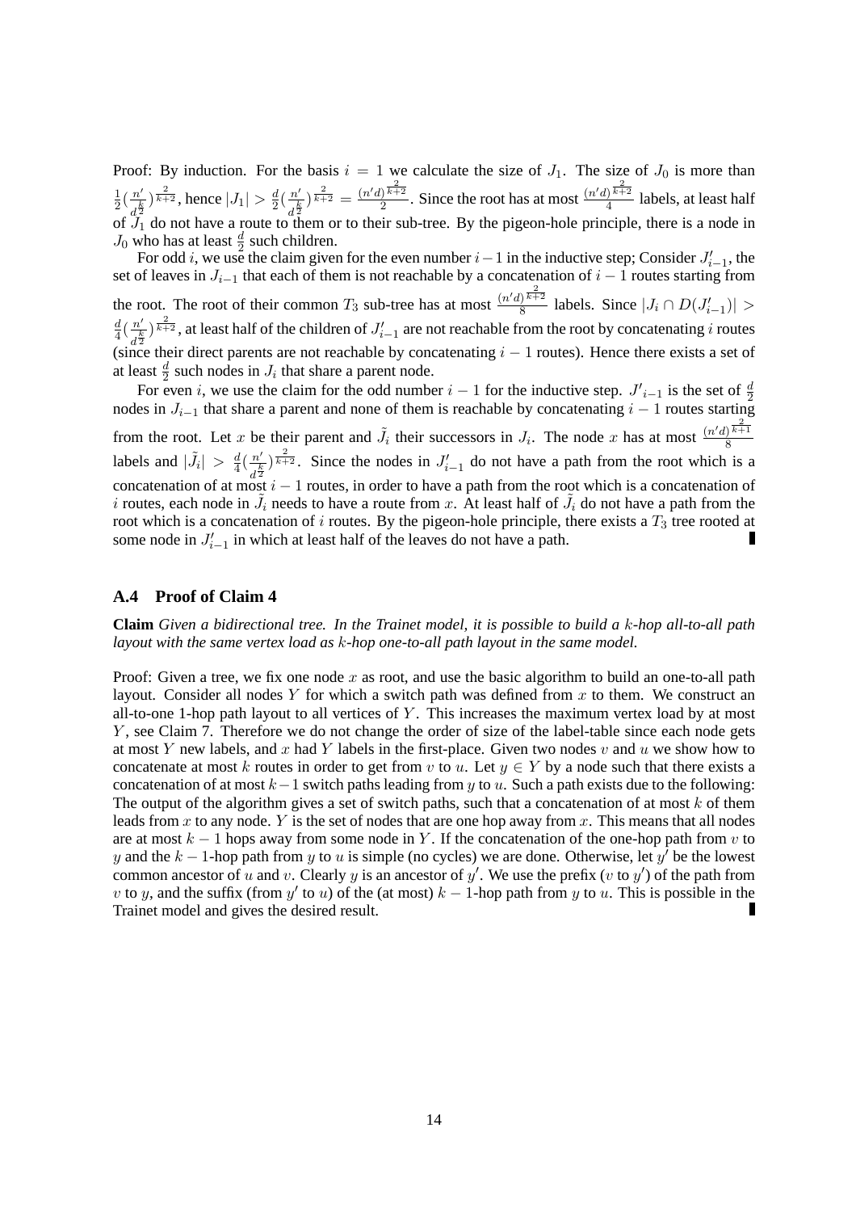Proof: By induction. For the basis $i = 1$ we calculate the size of $J_1$. The size of $J_0$ is more than $\frac{1}{2}(\frac{n'}{d^{\frac{k}{2}}})^{\frac{2}{k+2}}$, hence $|J_1| > \frac{d}{2}(\frac{n'}{d^{\frac{k}{2}}})^{\frac{2}{k+2}} = \frac{(n'd)^{\frac{2}{k+2}}}{2}$. Since the root has at most $\frac{(n'd)^{\frac{2}{k+2}}}{4}$ labels, at least half of $J_1$ do not have a route to them or to their sub-tree. By the pigeon-hole principle, there is a node in $J_0$ who has at least $\frac{d}{2}$ such children.

For odd $i$, we use the claim given for the even number $i-1$ in the inductive step; Consider $J'_{i-1}$, the set of leaves in $J_{i-1}$ that each of them is not reachable by a concatenation of $i-1$ routes starting from the root. The root of their common $T_3$ sub-tree has at most $\frac{(n'd)^{\frac{2}{k+2}}}{8}$ labels. Since $|J_i \cap D(J'_{i-1})| > \frac{d}{4}(\frac{n'}{d^{\frac{k}{2}}})^{\frac{2}{k+2}}$, at least half of the children of $J'_{i-1}$ are not reachable from the root by concatenating $i$ routes (since their direct parents are not reachable by concatenating $i-1$ routes). Hence there exists a set of at least $\frac{d}{2}$ such nodes in $J_i$ that share a parent node.

For even $i$, we use the claim for the odd number $i-1$ for the inductive step. ${J'}_{i-1}$ is the set of $\frac{d}{2}$ nodes in $J_{i-1}$ that share a parent and none of them is reachable by concatenating $i-1$ routes starting from the root. Let $x$ be their parent and $\tilde{J}_i$ their successors in $J_i$. The node $x$ has at most $\frac{(n'd)^{\frac{2}{k+1}}}{8}$ labels and $|\tilde{J}_i| > \frac{d}{4}(\frac{n'}{d^{\frac{k}{2}}})^{\frac{2}{k+2}}$. Since the nodes in $J'_{i-1}$ do not have a path from the root which is a concatenation of at most $i-1$ routes, in order to have a path from the root which is a concatenation of $i$ routes, each node in $\tilde{J}_i$ needs to have a route from $x$. At least half of $\tilde{J}_i$ do not have a path from the root which is a concatenation of $i$ routes. By the pigeon-hole principle, there exists a $T_3$ tree rooted at some node in $J'_{i-1}$ in which at least half of the leaves do not have a path. ∎

### A.4 Proof of Claim 4

**Claim** *Given a bidirectional tree. In the Trainet model, it is possible to build a $k$-hop all-to-all path layout with the same vertex load as $k$-hop one-to-all path layout in the same model.*

Proof: Given a tree, we fix one node $x$ as root, and use the basic algorithm to build an one-to-all path layout. Consider all nodes $Y$ for which a switch path was defined from $x$ to them. We construct an all-to-one 1-hop path layout to all vertices of $Y$. This increases the maximum vertex load by at most $Y$, see Claim 7. Therefore we do not change the order of size of the label-table since each node gets at most $Y$ new labels, and $x$ had $Y$ labels in the first-place. Given two nodes $v$ and $u$ we show how to concatenate at most $k$ routes in order to get from $v$ to $u$. Let $y \in Y$ by a node such that there exists a concatenation of at most $k-1$ switch paths leading from $y$ to $u$. Such a path exists due to the following: The output of the algorithm gives a set of switch paths, such that a concatenation of at most $k$ of them leads from $x$ to any node. $Y$ is the set of nodes that are one hop away from $x$. This means that all nodes are at most $k-1$ hops away from some node in $Y$. If the concatenation of the one-hop path from $v$ to $y$ and the $k-1$-hop path from $y$ to $u$ is simple (no cycles) we are done. Otherwise, let $y'$ be the lowest common ancestor of $u$ and $v$. Clearly $y$ is an ancestor of $y'$. We use the prefix ($v$ to $y'$) of the path from $v$ to $y$, and the suffix (from $y'$ to $u$) of the (at most) $k-1$-hop path from $y$ to $u$. This is possible in the Trainet model and gives the desired result. ∎